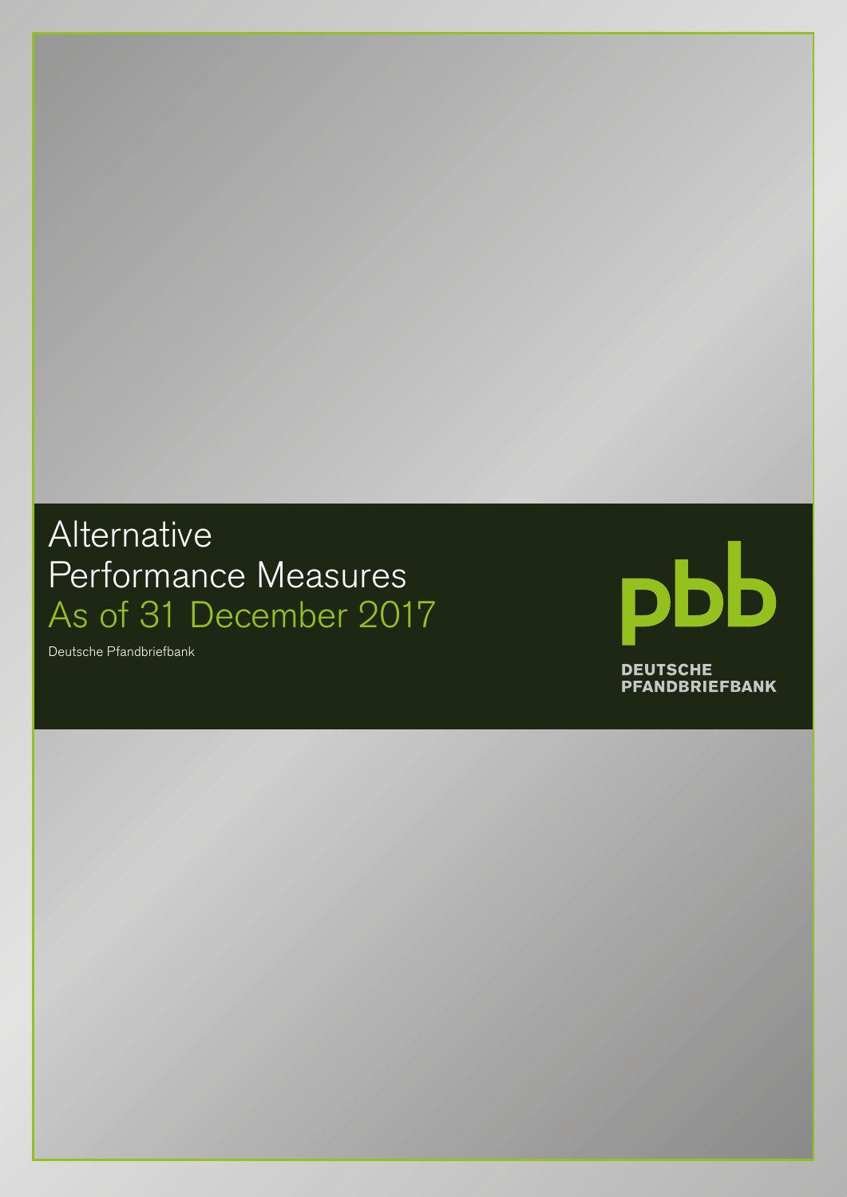# Alternative Performance Measures
## As of 31 December 2017

Deutsche Pfandbriefbank

pbb

DEUTSCHE PFANDBRIEFBANK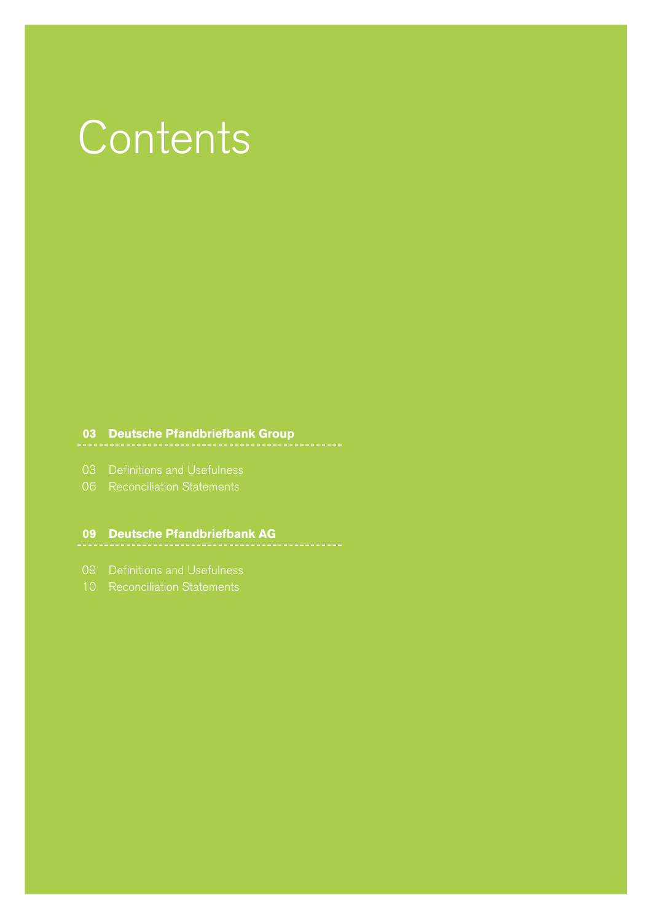# Contents

**03 Deutsche Pfandbriefbank Group**

03 Definitions and Usefulness
06 Reconciliation Statements

**09 Deutsche Pfandbriefbank AG**

09 Definitions and Usefulness
10 Reconciliation Statements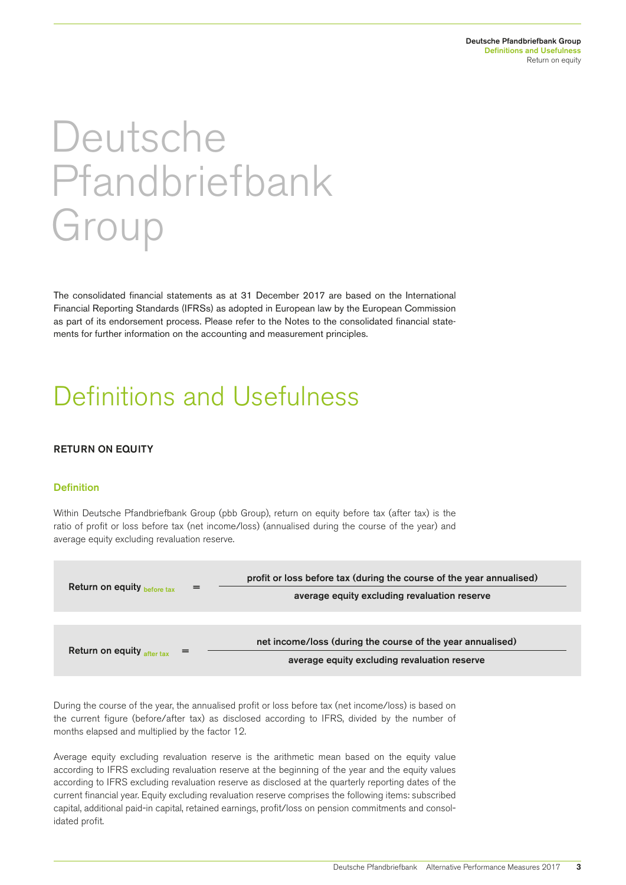# Deutsche Pfandbriefbank Group

The consolidated financial statements as at 31 December 2017 are based on the International Financial Reporting Standards (IFRSs) as adopted in European law by the European Commission as part of its endorsement process. Please refer to the Notes to the consolidated financial statements for further information on the accounting and measurement principles.

# Definitions and Usefulness

## RETURN ON EQUITY

### Definition

Within Deutsche Pfandbriefbank Group (pbb Group), return on equity before tax (after tax) is the ratio of profit or loss before tax (net income/loss) (annualised during the course of the year) and average equity excluding revaluation reserve.

$$\text{Return on equity}_{\text{before tax}} = \frac{\text{profit or loss before tax (during the course of the year annualised)}}{\text{average equity excluding revaluation reserve}}$$

$$\text{Return on equity}_{\text{after tax}} = \frac{\text{net income/loss (during the course of the year annualised)}}{\text{average equity excluding revaluation reserve}}$$

During the course of the year, the annualised profit or loss before tax (net income/loss) is based on the current figure (before/after tax) as disclosed according to IFRS, divided by the number of months elapsed and multiplied by the factor 12.

Average equity excluding revaluation reserve is the arithmetic mean based on the equity value according to IFRS excluding revaluation reserve at the beginning of the year and the equity values according to IFRS excluding revaluation reserve as disclosed at the quarterly reporting dates of the current financial year. Equity excluding revaluation reserve comprises the following items: subscribed capital, additional paid-in capital, retained earnings, profit/loss on pension commitments and consolidated profit.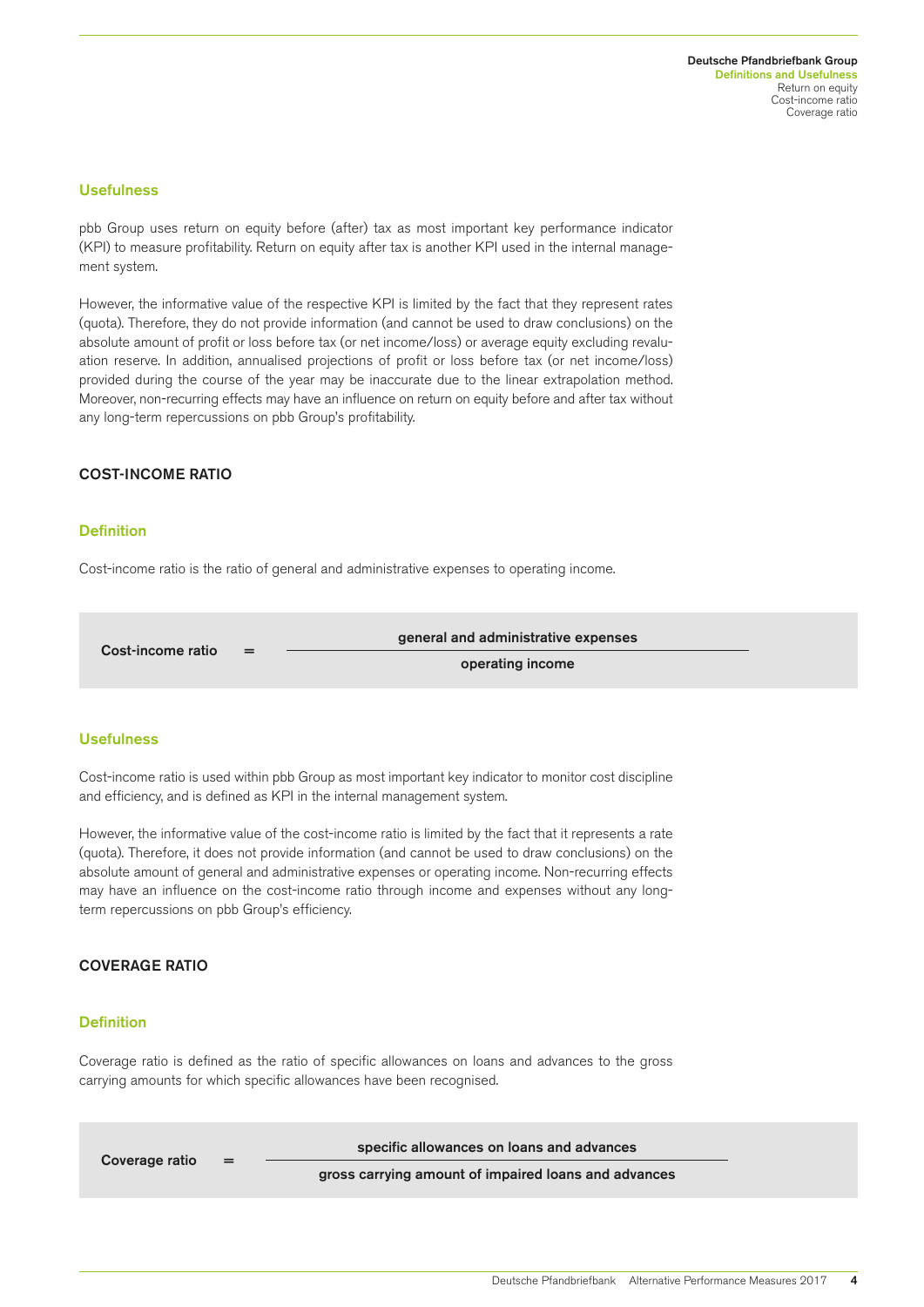### Usefulness

pbb Group uses return on equity before (after) tax as most important key performance indicator (KPI) to measure profitability. Return on equity after tax is another KPI used in the internal management system.

However, the informative value of the respective KPI is limited by the fact that they represent rates (quota). Therefore, they do not provide information (and cannot be used to draw conclusions) on the absolute amount of profit or loss before tax (or net income/loss) or average equity excluding revaluation reserve. In addition, annualised projections of profit or loss before tax (or net income/loss) provided during the course of the year may be inaccurate due to the linear extrapolation method. Moreover, non-recurring effects may have an influence on return on equity before and after tax without any long-term repercussions on pbb Group's profitability.

## COST-INCOME RATIO

### Definition

Cost-income ratio is the ratio of general and administrative expenses to operating income.

$$\text{Cost-income ratio} = \frac{\text{general and administrative expenses}}{\text{operating income}}$$

### Usefulness

Cost-income ratio is used within pbb Group as most important key indicator to monitor cost discipline and efficiency, and is defined as KPI in the internal management system.

However, the informative value of the cost-income ratio is limited by the fact that it represents a rate (quota). Therefore, it does not provide information (and cannot be used to draw conclusions) on the absolute amount of general and administrative expenses or operating income. Non-recurring effects may have an influence on the cost-income ratio through income and expenses without any long-term repercussions on pbb Group's efficiency.

## COVERAGE RATIO

### Definition

Coverage ratio is defined as the ratio of specific allowances on loans and advances to the gross carrying amounts for which specific allowances have been recognised.

$$\text{Coverage ratio} = \frac{\text{specific allowances on loans and advances}}{\text{gross carrying amount of impaired loans and advances}}$$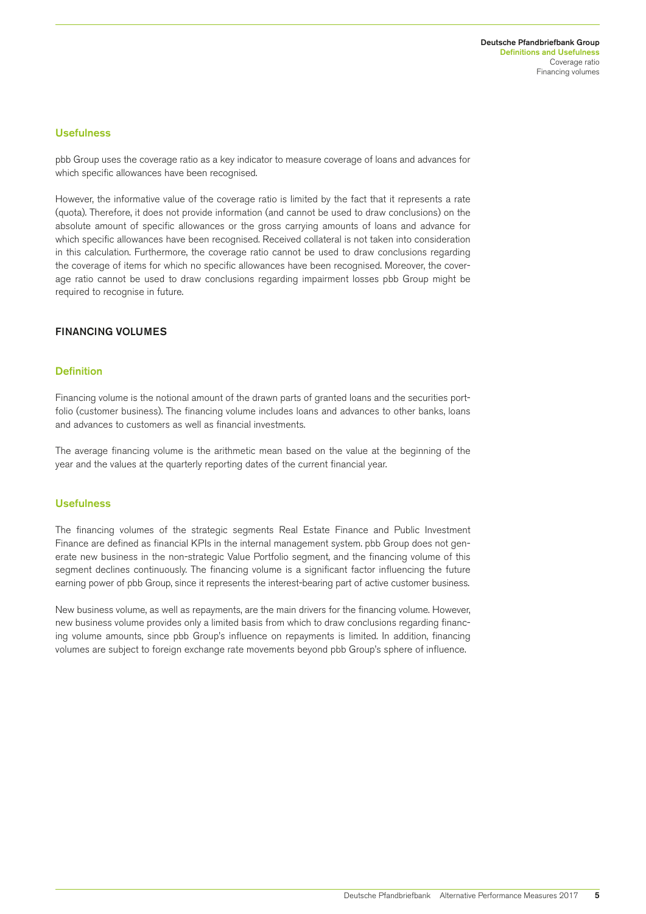### Usefulness

pbb Group uses the coverage ratio as a key indicator to measure coverage of loans and advances for which specific allowances have been recognised.

However, the informative value of the coverage ratio is limited by the fact that it represents a rate (quota). Therefore, it does not provide information (and cannot be used to draw conclusions) on the absolute amount of specific allowances or the gross carrying amounts of loans and advance for which specific allowances have been recognised. Received collateral is not taken into consideration in this calculation. Furthermore, the coverage ratio cannot be used to draw conclusions regarding the coverage of items for which no specific allowances have been recognised. Moreover, the coverage ratio cannot be used to draw conclusions regarding impairment losses pbb Group might be required to recognise in future.

## FINANCING VOLUMES

### Definition

Financing volume is the notional amount of the drawn parts of granted loans and the securities portfolio (customer business). The financing volume includes loans and advances to other banks, loans and advances to customers as well as financial investments.

The average financing volume is the arithmetic mean based on the value at the beginning of the year and the values at the quarterly reporting dates of the current financial year.

### Usefulness

The financing volumes of the strategic segments Real Estate Finance and Public Investment Finance are defined as financial KPIs in the internal management system. pbb Group does not generate new business in the non-strategic Value Portfolio segment, and the financing volume of this segment declines continuously. The financing volume is a significant factor influencing the future earning power of pbb Group, since it represents the interest-bearing part of active customer business.

New business volume, as well as repayments, are the main drivers for the financing volume. However, new business volume provides only a limited basis from which to draw conclusions regarding financing volume amounts, since pbb Group's influence on repayments is limited. In addition, financing volumes are subject to foreign exchange rate movements beyond pbb Group's sphere of influence.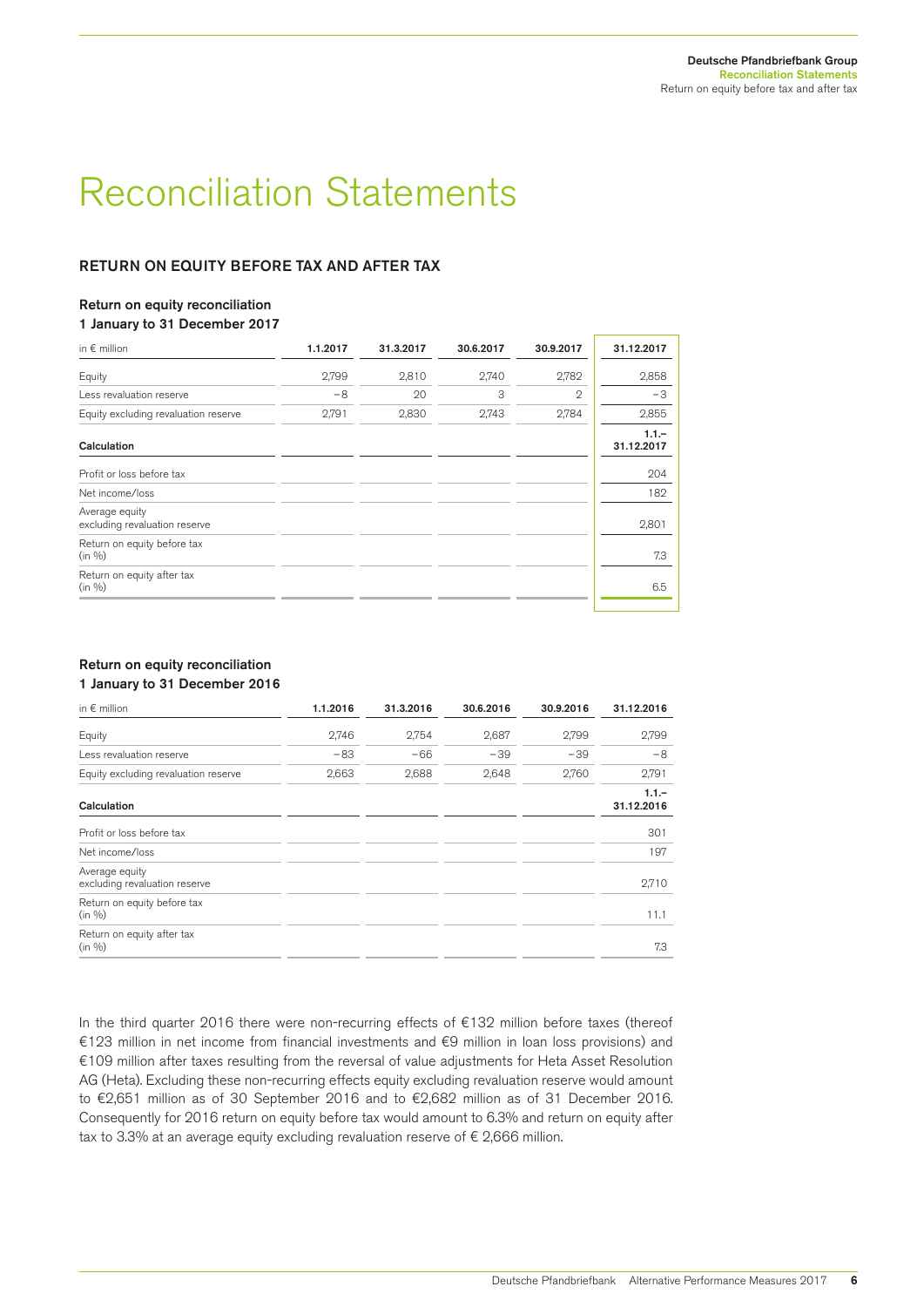# Reconciliation Statements

## RETURN ON EQUITY BEFORE TAX AND AFTER TAX

### Return on equity reconciliation
### 1 January to 31 December 2017

| in € million | 1.1.2017 | 31.3.2017 | 30.6.2017 | 30.9.2017 | 31.12.2017 |
|---|---|---|---|---|---|
| Equity | 2,799 | 2,810 | 2,740 | 2,782 | 2,858 |
| Less revaluation reserve | −8 | 20 | 3 | 2 | −3 |
| Equity excluding revaluation reserve | 2,791 | 2,830 | 2,743 | 2,784 | 2,855 |
| **Calculation** | | | | | **1.1.–31.12.2017** |
| Profit or loss before tax | | | | | 204 |
| Net income/loss | | | | | 182 |
| Average equity excluding revaluation reserve | | | | | 2,801 |
| Return on equity before tax (in %) | | | | | 7.3 |
| Return on equity after tax (in %) | | | | | 6.5 |

### Return on equity reconciliation
### 1 January to 31 December 2016

| in € million | 1.1.2016 | 31.3.2016 | 30.6.2016 | 30.9.2016 | 31.12.2016 |
|---|---|---|---|---|---|
| Equity | 2,746 | 2,754 | 2,687 | 2,799 | 2,799 |
| Less revaluation reserve | −83 | −66 | −39 | −39 | −8 |
| Equity excluding revaluation reserve | 2,663 | 2,688 | 2,648 | 2,760 | 2,791 |
| **Calculation** | | | | | **1.1.–31.12.2016** |
| Profit or loss before tax | | | | | 301 |
| Net income/loss | | | | | 197 |
| Average equity excluding revaluation reserve | | | | | 2,710 |
| Return on equity before tax (in %) | | | | | 11.1 |
| Return on equity after tax (in %) | | | | | 7.3 |

In the third quarter 2016 there were non-recurring effects of €132 million before taxes (thereof €123 million in net income from financial investments and €9 million in loan loss provisions) and €109 million after taxes resulting from the reversal of value adjustments for Heta Asset Resolution AG (Heta). Excluding these non-recurring effects equity excluding revaluation reserve would amount to €2,651 million as of 30 September 2016 and to €2,682 million as of 31 December 2016. Consequently for 2016 return on equity before tax would amount to 6.3% and return on equity after tax to 3.3% at an average equity excluding revaluation reserve of € 2,666 million.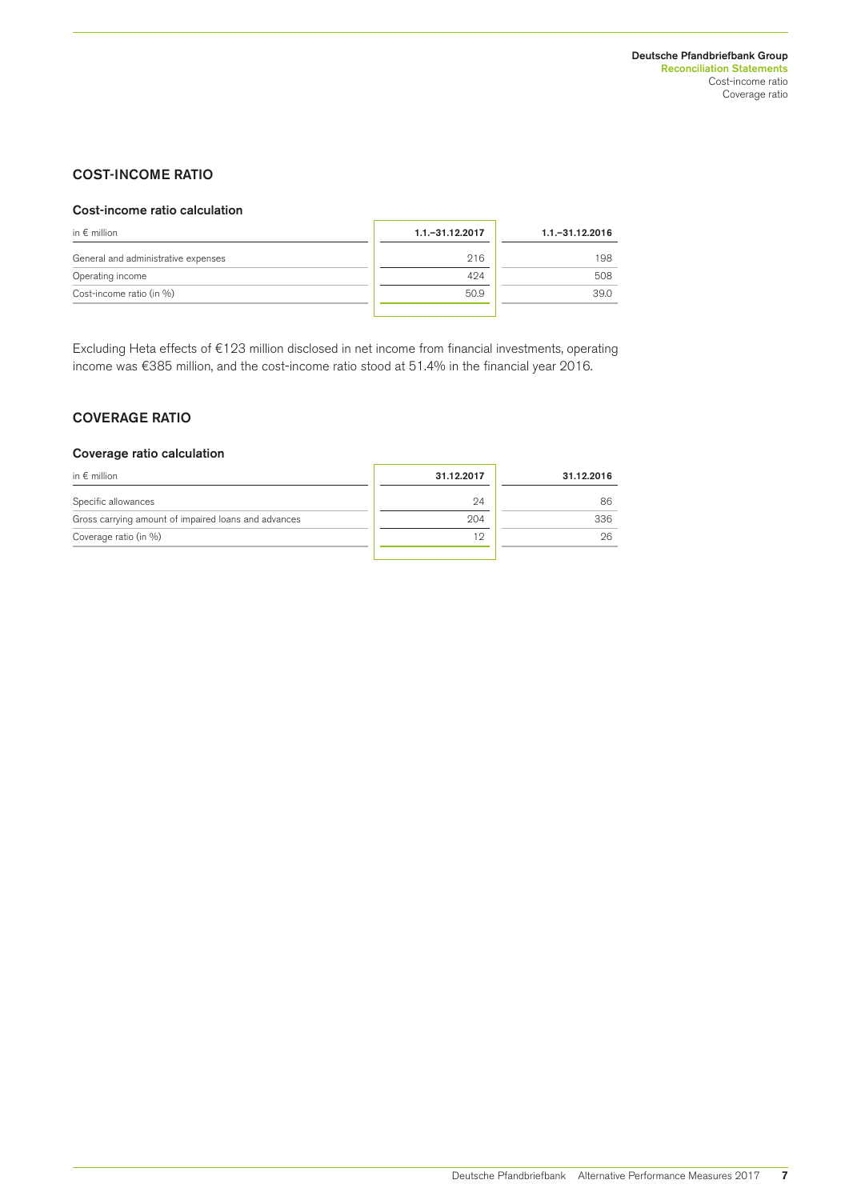## COST-INCOME RATIO

### Cost-income ratio calculation

| in € million | 1.1.–31.12.2017 | 1.1.–31.12.2016 |
|---|---|---|
| General and administrative expenses | 216 | 198 |
| Operating income | 424 | 508 |
| Cost-income ratio (in %) | 50.9 | 39.0 |

Excluding Heta effects of €123 million disclosed in net income from financial investments, operating income was €385 million, and the cost-income ratio stood at 51.4% in the financial year 2016.

## COVERAGE RATIO

### Coverage ratio calculation

| in € million | 31.12.2017 | 31.12.2016 |
|---|---|---|
| Specific allowances | 24 | 86 |
| Gross carrying amount of impaired loans and advances | 204 | 336 |
| Coverage ratio (in %) | 12 | 26 |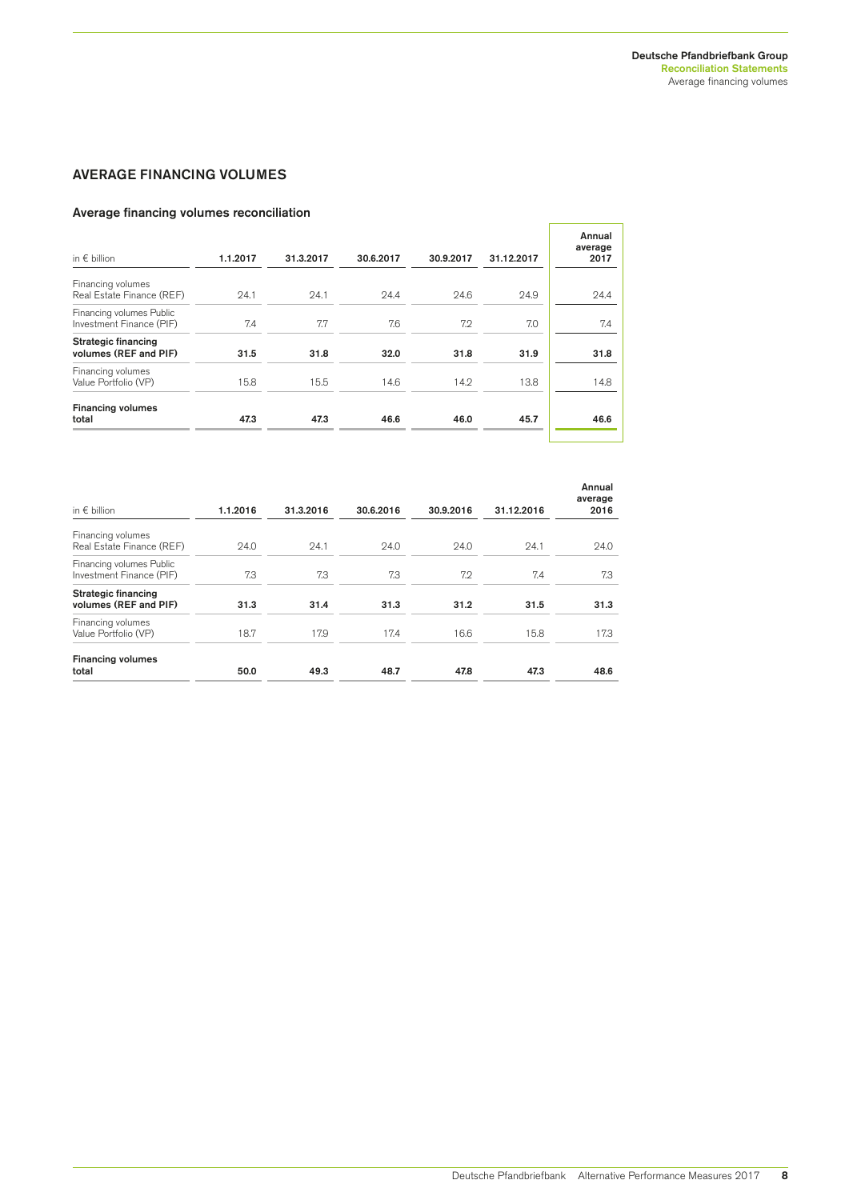## AVERAGE FINANCING VOLUMES

### Average financing volumes reconciliation

| in € billion | 1.1.2017 | 31.3.2017 | 30.6.2017 | 30.9.2017 | 31.12.2017 | Annual average 2017 |
|---|---|---|---|---|---|---|
| Financing volumes Real Estate Finance (REF) | 24.1 | 24.1 | 24.4 | 24.6 | 24.9 | 24.4 |
| Financing volumes Public Investment Finance (PIF) | 7.4 | 7.7 | 7.6 | 7.2 | 7.0 | 7.4 |
| **Strategic financing volumes (REF and PIF)** | **31.5** | **31.8** | **32.0** | **31.8** | **31.9** | **31.8** |
| Financing volumes Value Portfolio (VP) | 15.8 | 15.5 | 14.6 | 14.2 | 13.8 | 14.8 |
| **Financing volumes total** | **47.3** | **47.3** | **46.6** | **46.0** | **45.7** | **46.6** |

| in € billion | 1.1.2016 | 31.3.2016 | 30.6.2016 | 30.9.2016 | 31.12.2016 | Annual average 2016 |
|---|---|---|---|---|---|---|
| Financing volumes Real Estate Finance (REF) | 24.0 | 24.1 | 24.0 | 24.0 | 24.1 | 24.0 |
| Financing volumes Public Investment Finance (PIF) | 7.3 | 7.3 | 7.3 | 7.2 | 7.4 | 7.3 |
| **Strategic financing volumes (REF and PIF)** | **31.3** | **31.4** | **31.3** | **31.2** | **31.5** | **31.3** |
| Financing volumes Value Portfolio (VP) | 18.7 | 17.9 | 17.4 | 16.6 | 15.8 | 17.3 |
| **Financing volumes total** | **50.0** | **49.3** | **48.7** | **47.8** | **47.3** | **48.6** |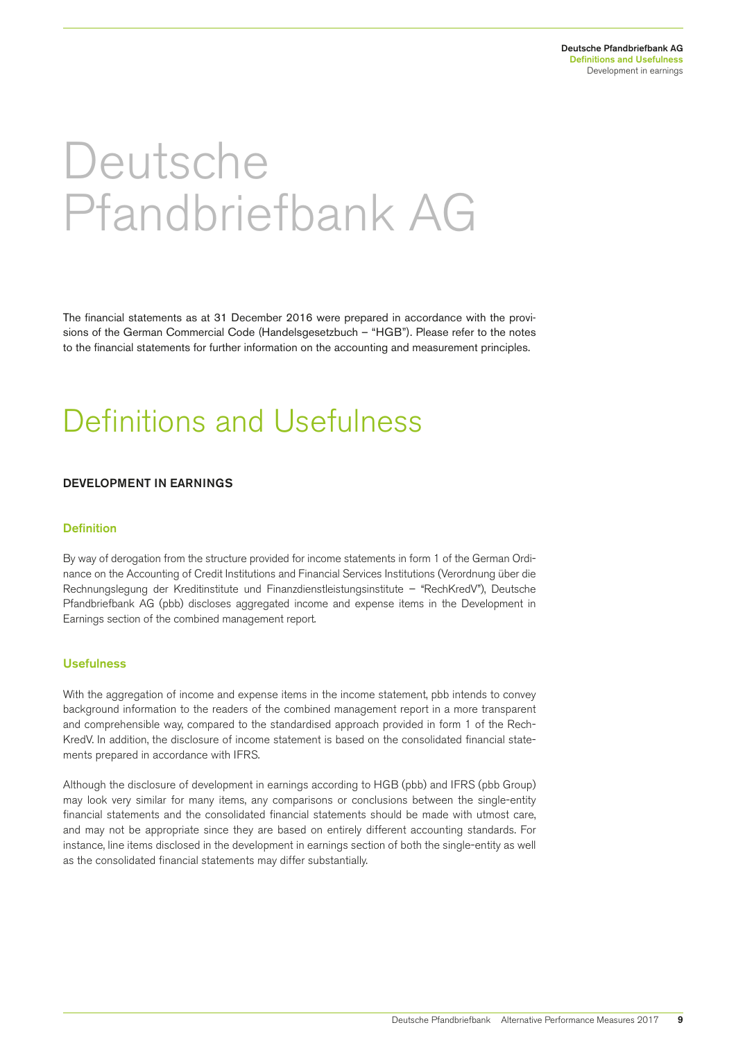# Deutsche Pfandbriefbank AG

The financial statements as at 31 December 2016 were prepared in accordance with the provisions of the German Commercial Code (Handelsgesetzbuch – "HGB"). Please refer to the notes to the financial statements for further information on the accounting and measurement principles.

# Definitions and Usefulness

## DEVELOPMENT IN EARNINGS

### Definition

By way of derogation from the structure provided for income statements in form 1 of the German Ordinance on the Accounting of Credit Institutions and Financial Services Institutions (Verordnung über die Rechnungslegung der Kreditinstitute und Finanzdienstleistungsinstitute – "RechKredV"), Deutsche Pfandbriefbank AG (pbb) discloses aggregated income and expense items in the Development in Earnings section of the combined management report.

### Usefulness

With the aggregation of income and expense items in the income statement, pbb intends to convey background information to the readers of the combined management report in a more transparent and comprehensible way, compared to the standardised approach provided in form 1 of the RechKredV. In addition, the disclosure of income statement is based on the consolidated financial statements prepared in accordance with IFRS.

Although the disclosure of development in earnings according to HGB (pbb) and IFRS (pbb Group) may look very similar for many items, any comparisons or conclusions between the single-entity financial statements and the consolidated financial statements should be made with utmost care, and may not be appropriate since they are based on entirely different accounting standards. For instance, line items disclosed in the development in earnings section of both the single-entity as well as the consolidated financial statements may differ substantially.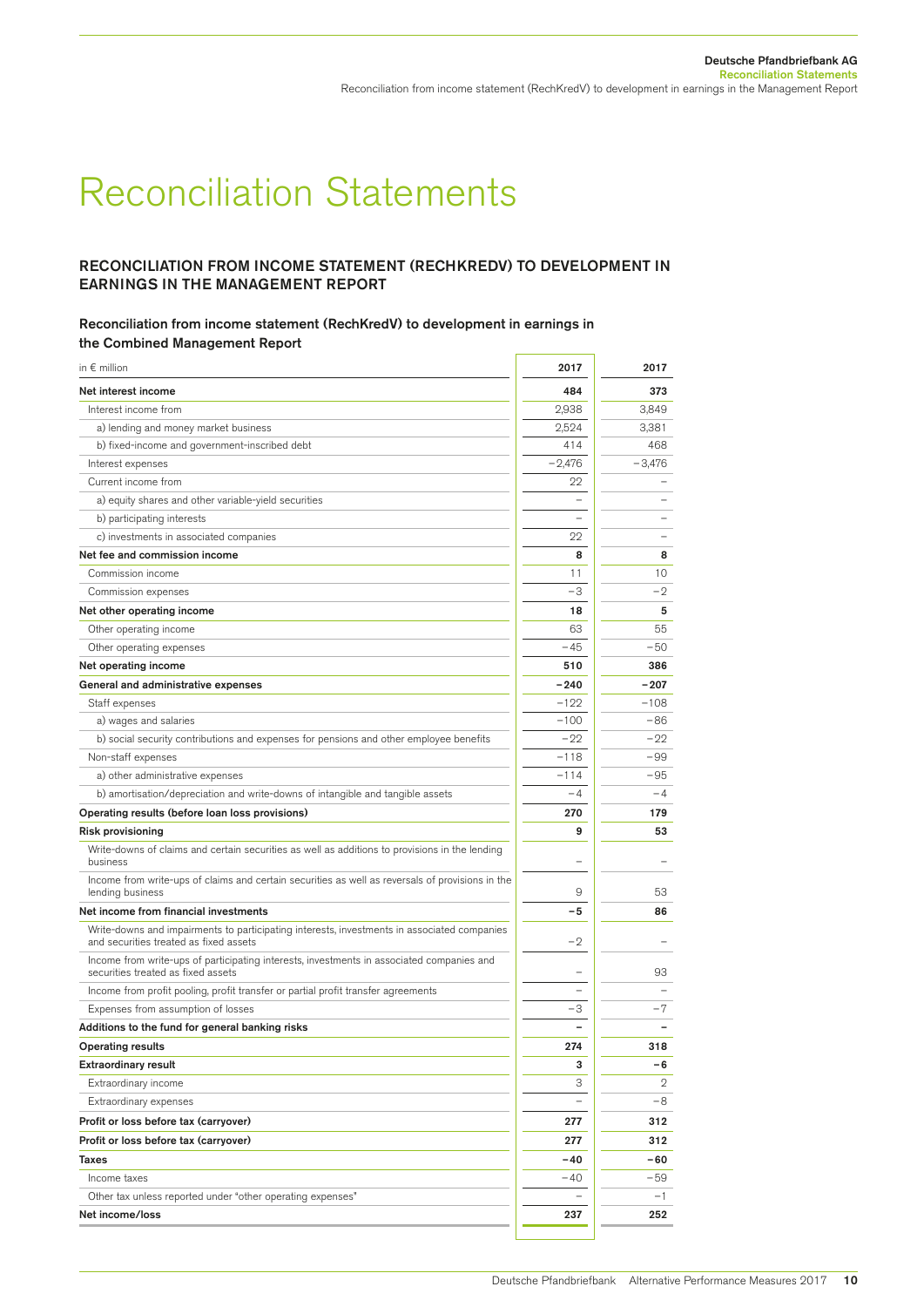# Reconciliation Statements

## RECONCILIATION FROM INCOME STATEMENT (RECHKREDV) TO DEVELOPMENT IN EARNINGS IN THE MANAGEMENT REPORT

### Reconciliation from income statement (RechKredV) to development in earnings in the Combined Management Report

| in € million | 2017 | 2017 |
|---|---|---|
| **Net interest income** | **484** | **373** |
| Interest income from | 2,938 | 3,849 |
| a) lending and money market business | 2,524 | 3,381 |
| b) fixed-income and government-inscribed debt | 414 | 468 |
| Interest expenses | −2,476 | −3,476 |
| Current income from | 22 | – |
| a) equity shares and other variable-yield securities | – | – |
| b) participating interests | – | – |
| c) investments in associated companies | 22 | – |
| **Net fee and commission income** | **8** | **8** |
| Commission income | 11 | 10 |
| Commission expenses | −3 | −2 |
| **Net other operating income** | **18** | **5** |
| Other operating income | 63 | 55 |
| Other operating expenses | −45 | −50 |
| **Net operating income** | **510** | **386** |
| **General and administrative expenses** | **−240** | **−207** |
| Staff expenses | −122 | −108 |
| a) wages and salaries | −100 | −86 |
| b) social security contributions and expenses for pensions and other employee benefits | −22 | −22 |
| Non-staff expenses | −118 | −99 |
| a) other administrative expenses | −114 | −95 |
| b) amortisation/depreciation and write-downs of intangible and tangible assets | −4 | −4 |
| **Operating results (before loan loss provisions)** | **270** | **179** |
| **Risk provisioning** | **9** | **53** |
| Write-downs of claims and certain securities as well as additions to provisions in the lending business | – | – |
| Income from write-ups of claims and certain securities as well as reversals of provisions in the lending business | 9 | 53 |
| **Net income from financial investments** | **−5** | **86** |
| Write-downs and impairments to participating interests, investments in associated companies and securities treated as fixed assets | −2 | – |
| Income from write-ups of participating interests, investments in associated companies and securities treated as fixed assets | – | 93 |
| Income from profit pooling, profit transfer or partial profit transfer agreements | – | – |
| Expenses from assumption of losses | −3 | −7 |
| **Additions to the fund for general banking risks** | **–** | **–** |
| **Operating results** | **274** | **318** |
| **Extraordinary result** | **3** | **−6** |
| Extraordinary income | 3 | 2 |
| Extraordinary expenses | – | −8 |
| **Profit or loss before tax (carryover)** | **277** | **312** |
| **Profit or loss before tax (carryover)** | **277** | **312** |
| **Taxes** | **−40** | **−60** |
| Income taxes | −40 | −59 |
| Other tax unless reported under "other operating expenses" | – | −1 |
| **Net income/loss** | **237** | **252** |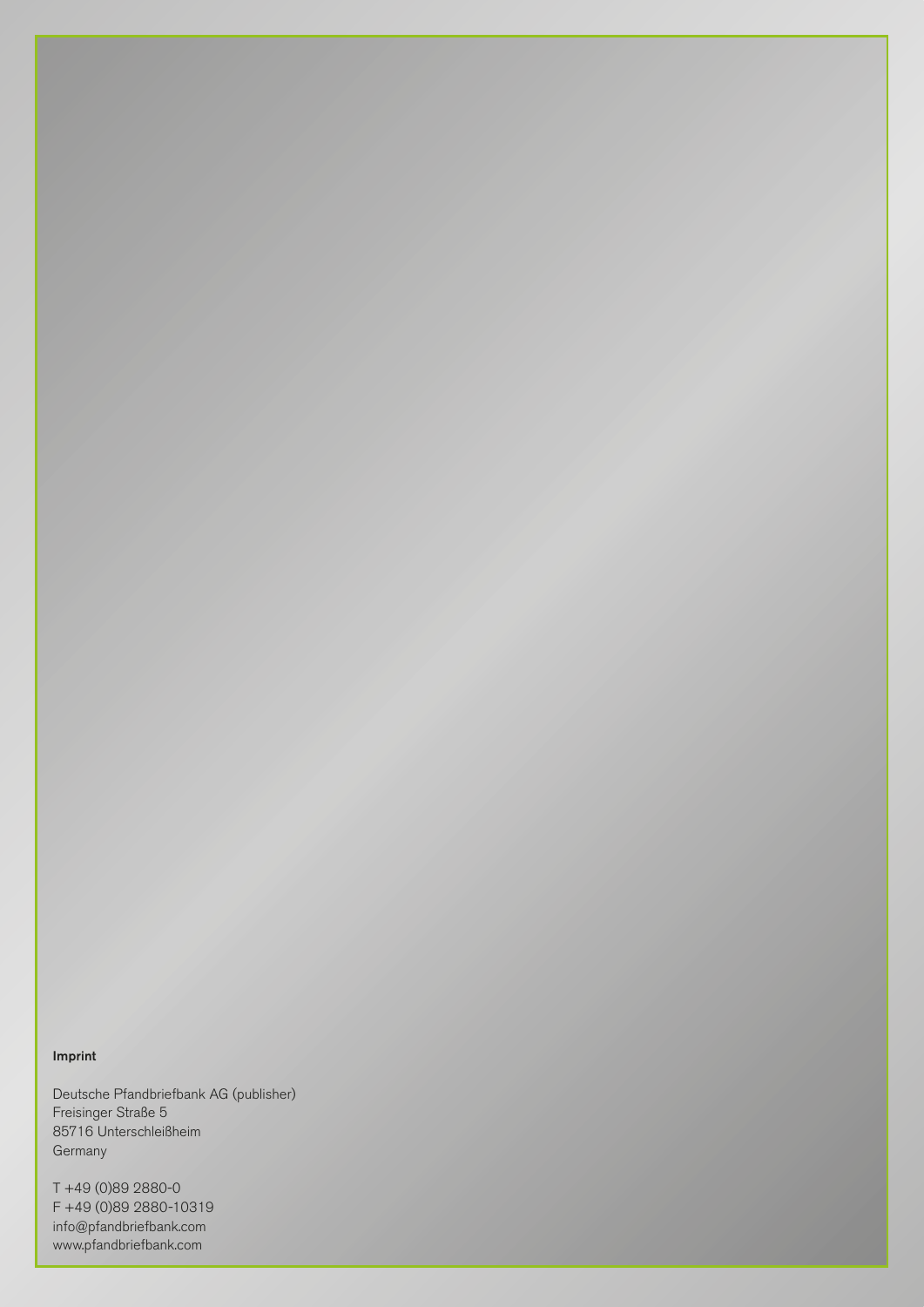**Imprint**

Deutsche Pfandbriefbank AG (publisher)
Freisinger Straße 5
85716 Unterschleißheim
Germany

T +49 (0)89 2880-0
F +49 (0)89 2880-10319
info@pfandbriefbank.com
www.pfandbriefbank.com